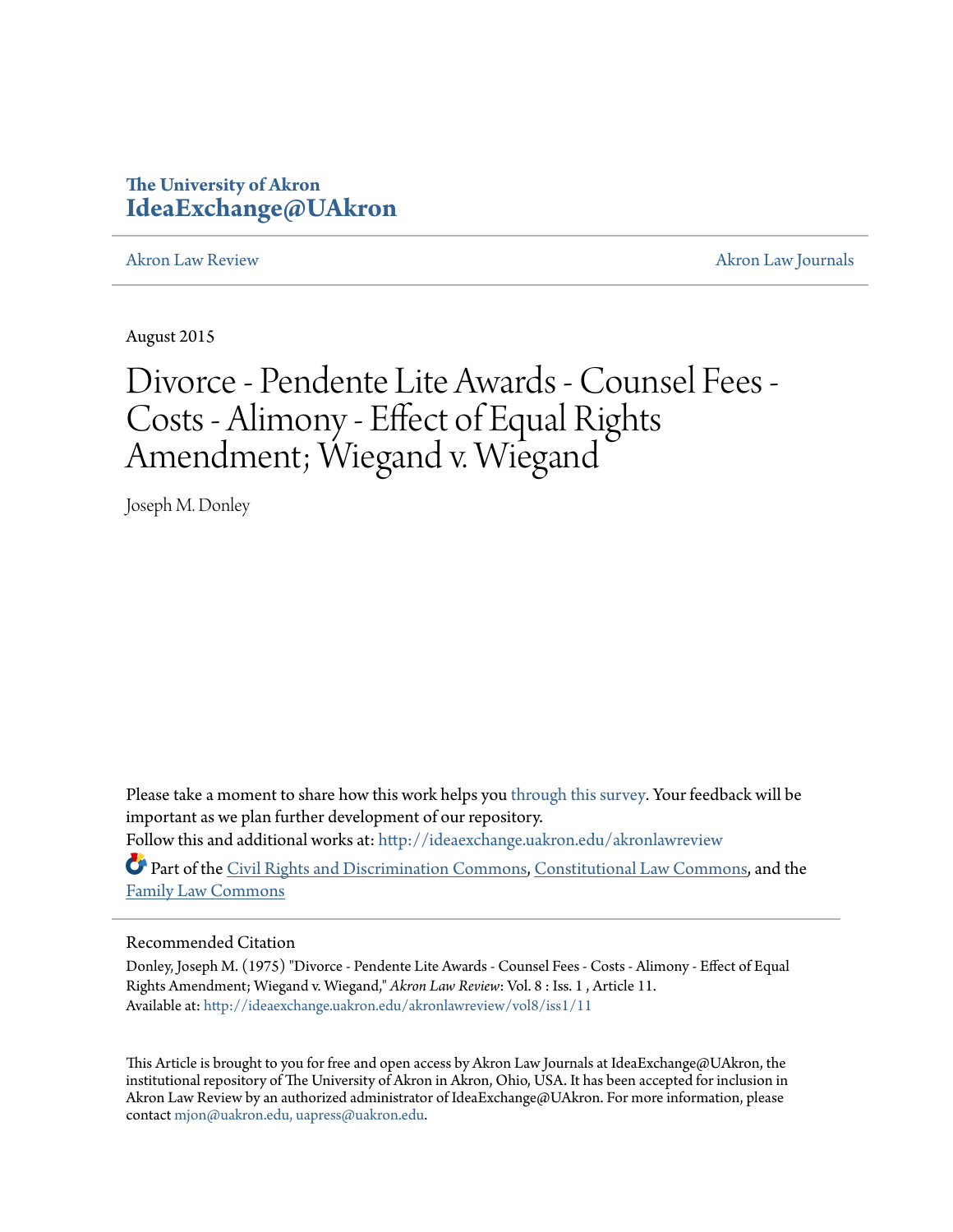The University of Akron
**IdeaExchange@UAkron**

Akron Law Review | Akron Law Journals

August 2015

# Divorce - Pendente Lite Awards - Counsel Fees - Costs - Alimony - Effect of Equal Rights Amendment; Wiegand v. Wiegand

Joseph M. Donley

Please take a moment to share how this work helps you through this survey. Your feedback will be important as we plan further development of our repository.

Follow this and additional works at: http://ideaexchange.uakron.edu/akronlawreview

Part of the Civil Rights and Discrimination Commons, Constitutional Law Commons, and the Family Law Commons

## Recommended Citation

Donley, Joseph M. (1975) "Divorce - Pendente Lite Awards - Counsel Fees - Costs - Alimony - Effect of Equal Rights Amendment; Wiegand v. Wiegand," *Akron Law Review*: Vol. 8 : Iss. 1 , Article 11.
Available at: http://ideaexchange.uakron.edu/akronlawreview/vol8/iss1/11

This Article is brought to you for free and open access by Akron Law Journals at IdeaExchange@UAkron, the institutional repository of The University of Akron in Akron, Ohio, USA. It has been accepted for inclusion in Akron Law Review by an authorized administrator of IdeaExchange@UAkron. For more information, please contact mjon@uakron.edu, uapress@uakron.edu.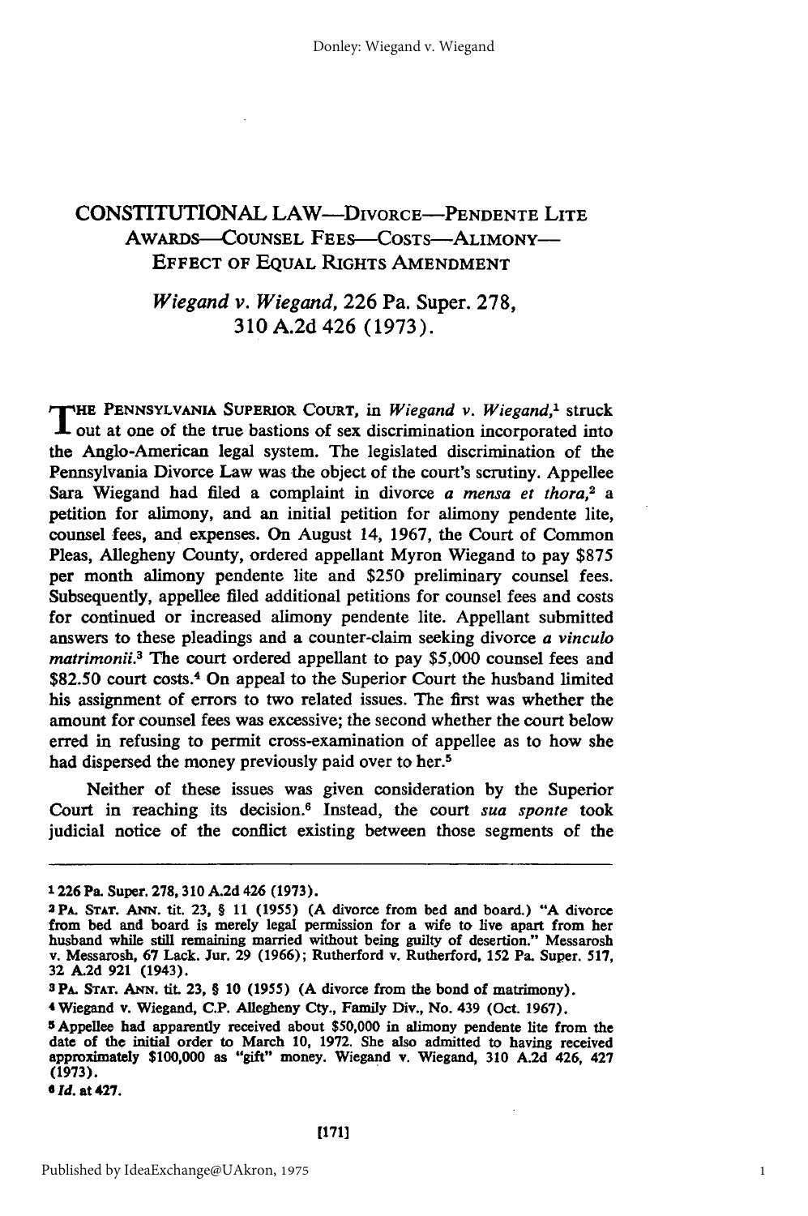# CONSTITUTIONAL LAW—DIVORCE—PENDENTE LITE AWARDS—COUNSEL FEES—COSTS—ALIMONY—EFFECT OF EQUAL RIGHTS AMENDMENT

## *Wiegand v. Wiegand*, 226 Pa. Super. 278, 310 A.2d 426 (1973).

THE PENNSYLVANIA SUPERIOR COURT, in *Wiegand v. Wiegand*,[1] struck out at one of the true bastions of sex discrimination incorporated into the Anglo-American legal system. The legislated discrimination of the Pennsylvania Divorce Law was the object of the court's scrutiny. Appellee Sara Wiegand had filed a complaint in divorce *a mensa et thora*,[2] a petition for alimony, and an initial petition for alimony pendente lite, counsel fees, and expenses. On August 14, 1967, the Court of Common Pleas, Allegheny County, ordered appellant Myron Wiegand to pay $875 per month alimony pendente lite and $250 preliminary counsel fees. Subsequently, appellee filed additional petitions for counsel fees and costs for continued or increased alimony pendente lite. Appellant submitted answers to these pleadings and a counter-claim seeking divorce *a vinculo matrimonii*.[3] The court ordered appellant to pay $5,000 counsel fees and $82.50 court costs.[4] On appeal to the Superior Court the husband limited his assignment of errors to two related issues. The first was whether the amount for counsel fees was excessive; the second whether the court below erred in refusing to permit cross-examination of appellee as to how she had dispersed the money previously paid over to her.[5]

Neither of these issues was given consideration by the Superior Court in reaching its decision.[6] Instead, the court *sua sponte* took judicial notice of the conflict existing between those segments of the

---

[1] 226 Pa. Super. 278, 310 A.2d 426 (1973).

[2] PA. STAT. ANN. tit. 23, § 11 (1955) (A divorce from bed and board.) "A divorce from bed and board is merely legal permission for a wife to live apart from her husband while still remaining married without being guilty of desertion." Messarosh v. Messarosh, 67 Lack. Jur. 29 (1966); Rutherford v. Rutherford, 152 Pa. Super. 517, 32 A.2d 921 (1943).

[3] PA. STAT. ANN. tit. 23, § 10 (1955) (A divorce from the bond of matrimony).

[4] Wiegand v. Wiegand, C.P. Allegheny Cty., Family Div., No. 439 (Oct. 1967).

[5] Appellee had apparently received about $50,000 in alimony pendente lite from the date of the initial order to March 10, 1972. She also admitted to having received approximately $100,000 as "gift" money. Wiegand v. Wiegand, 310 A.2d 426, 427 (1973).

[6] *Id.* at 427.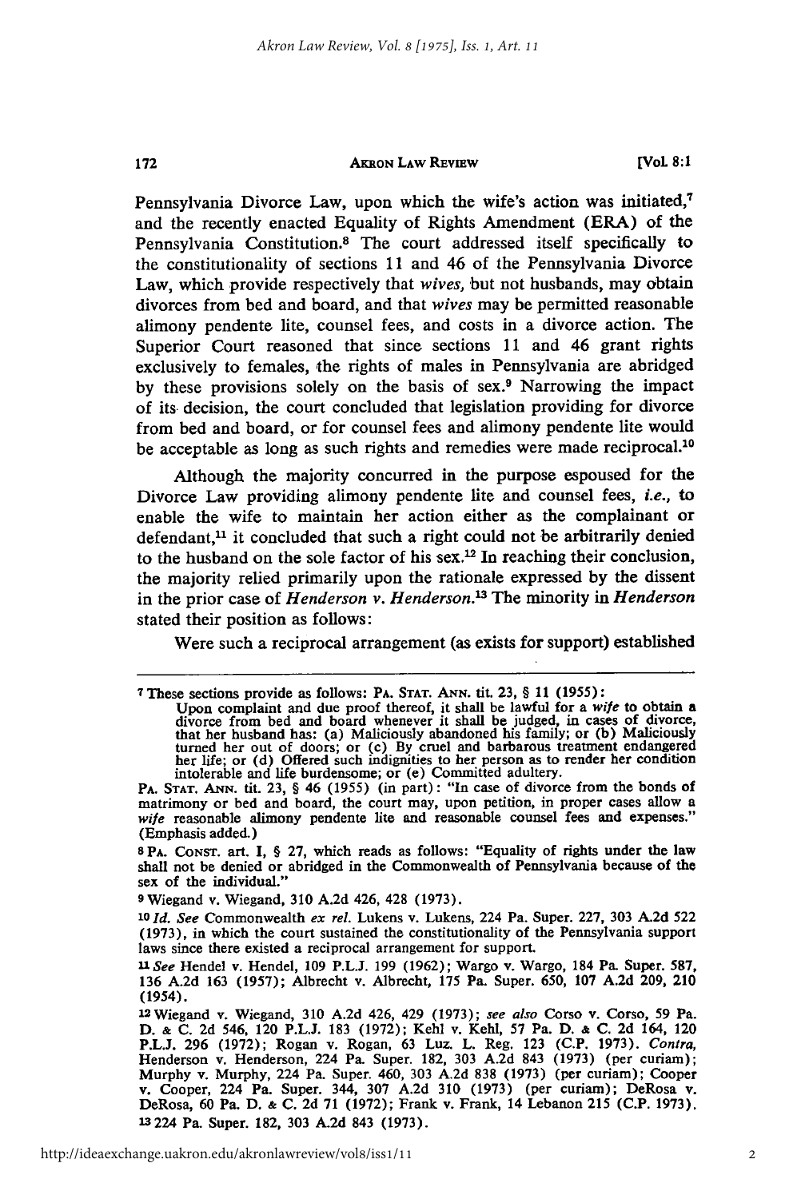Pennsylvania Divorce Law, upon which the wife's action was initiated,[7] and the recently enacted Equality of Rights Amendment (ERA) of the Pennsylvania Constitution.[8] The court addressed itself specifically to the constitutionality of sections 11 and 46 of the Pennsylvania Divorce Law, which provide respectively that *wives*, but not husbands, may obtain divorces from bed and board, and that *wives* may be permitted reasonable alimony pendente lite, counsel fees, and costs in a divorce action. The Superior Court reasoned that since sections 11 and 46 grant rights exclusively to females, the rights of males in Pennsylvania are abridged by these provisions solely on the basis of sex.[9] Narrowing the impact of its decision, the court concluded that legislation providing for divorce from bed and board, or for counsel fees and alimony pendente lite would be acceptable as long as such rights and remedies were made reciprocal.[10]

Although the majority concurred in the purpose espoused for the Divorce Law providing alimony pendente lite and counsel fees, *i.e.*, to enable the wife to maintain her action either as the complainant or defendant,[11] it concluded that such a right could not be arbitrarily denied to the husband on the sole factor of his sex.[12] In reaching their conclusion, the majority relied primarily upon the rationale expressed by the dissent in the prior case of *Henderson v. Henderson*.[13] The minority in *Henderson* stated their position as follows:

Were such a reciprocal arrangement (as exists for support) established

---

[7] These sections provide as follows: PA. STAT. ANN. tit. 23, § 11 (1955):

> Upon complaint and due proof thereof, it shall be lawful for a *wife* to obtain a divorce from bed and board whenever it shall be judged, in cases of divorce, that her husband has: (a) Maliciously abandoned his family; or (b) Maliciously turned her out of doors; or (c) By cruel and barbarous treatment endangered her life; or (d) Offered such indignities to her person as to render her condition intolerable and life burdensome; or (e) Committed adultery.

PA. STAT. ANN. tit. 23, § 46 (1955) (in part): "In case of divorce from the bonds of matrimony or bed and board, the court may, upon petition, in proper cases allow a *wife* reasonable alimony pendente lite and reasonable counsel fees and expenses." (Emphasis added.)

[8] PA. CONST. art. I, § 27, which reads as follows: "Equality of rights under the law shall not be denied or abridged in the Commonwealth of Pennsylvania because of the sex of the individual."

[9] Wiegand v. Wiegand, 310 A.2d 426, 428 (1973).

[10] *Id. See* Commonwealth *ex rel.* Lukens v. Lukens, 224 Pa. Super. 227, 303 A.2d 522 (1973), in which the court sustained the constitutionality of the Pennsylvania support laws since there existed a reciprocal arrangement for support.

[11] *See* Hendel v. Hendel, 109 P.L.J. 199 (1962); Wargo v. Wargo, 184 Pa. Super. 587, 136 A.2d 163 (1957); Albrecht v. Albrecht, 175 Pa. Super. 650, 107 A.2d 209, 210 (1954).

[12] Wiegand v. Wiegand, 310 A.2d 426, 429 (1973); *see also* Corso v. Corso, 59 Pa. D. & C. 2d 546, 120 P.L.J. 183 (1972); Kehl v. Kehl, 57 Pa. D. & C. 2d 164, 120 P.L.J. 296 (1972); Rogan v. Rogan, 63 Luz. L. Reg. 123 (C.P. 1973). *Contra*, Henderson v. Henderson, 224 Pa. Super. 182, 303 A.2d 843 (1973) (per curiam); Murphy v. Murphy, 224 Pa. Super. 460, 303 A.2d 838 (1973) (per curiam); Cooper v. Cooper, 224 Pa. Super. 344, 307 A.2d 310 (1973) (per curiam); DeRosa v. DeRosa, 60 Pa. D. & C. 2d 71 (1972); Frank v. Frank, 14 Lebanon 215 (C.P. 1973).

[13] 224 Pa. Super. 182, 303 A.2d 843 (1973).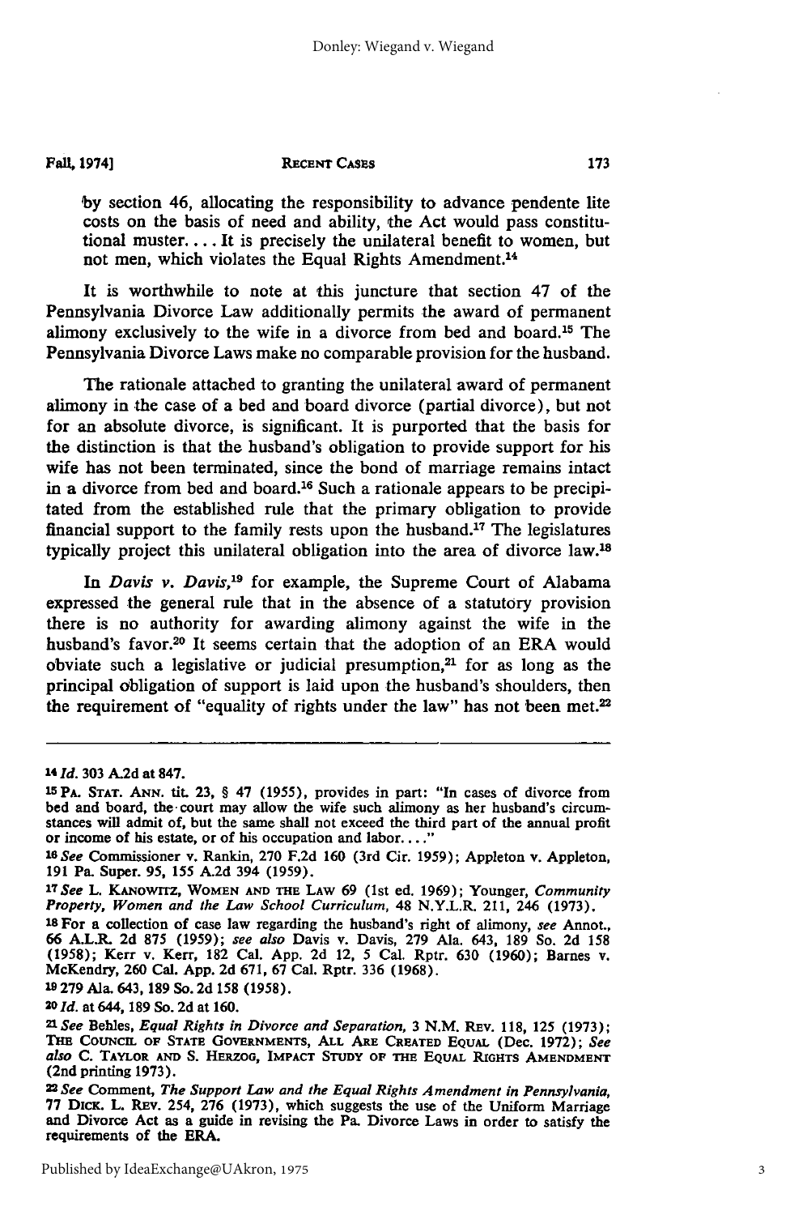by section 46, allocating the responsibility to advance pendente lite costs on the basis of need and ability, the Act would pass constitutional muster. . . . It is precisely the unilateral benefit to women, but not men, which violates the Equal Rights Amendment.[14]

It is worthwhile to note at this juncture that section 47 of the Pennsylvania Divorce Law additionally permits the award of permanent alimony exclusively to the wife in a divorce from bed and board.[15] The Pennsylvania Divorce Laws make no comparable provision for the husband.

The rationale attached to granting the unilateral award of permanent alimony in the case of a bed and board divorce (partial divorce), but not for an absolute divorce, is significant. It is purported that the basis for the distinction is that the husband's obligation to provide support for his wife has not been terminated, since the bond of marriage remains intact in a divorce from bed and board.[16] Such a rationale appears to be precipitated from the established rule that the primary obligation to provide financial support to the family rests upon the husband.[17] The legislatures typically project this unilateral obligation into the area of divorce law.[18]

In *Davis v. Davis*,[19] for example, the Supreme Court of Alabama expressed the general rule that in the absence of a statutory provision there is no authority for awarding alimony against the wife in the husband's favor.[20] It seems certain that the adoption of an ERA would obviate such a legislative or judicial presumption,[21] for as long as the principal obligation of support is laid upon the husband's shoulders, then the requirement of "equality of rights under the law" has not been met.[22]

---

[14] *Id.* 303 A.2d at 847.

[15] PA. STAT. ANN. tit. 23, § 47 (1955), provides in part: "In cases of divorce from bed and board, the court may allow the wife such alimony as her husband's circumstances will admit of, but the same shall not exceed the third part of the annual profit or income of his estate, or of his occupation and labor. . . ."

[16] *See* Commissioner v. Rankin, 270 F.2d 160 (3rd Cir. 1959); Appleton v. Appleton, 191 Pa. Super. 95, 155 A.2d 394 (1959).

[17] *See* L. KANOWITZ, WOMEN AND THE LAW 69 (1st ed. 1969); Younger, *Community Property, Women and the Law School Curriculum*, 48 N.Y.L.R. 211, 246 (1973).

[18] For a collection of case law regarding the husband's right of alimony, *see* Annot., 66 A.L.R. 2d 875 (1959); *see also* Davis v. Davis, 279 Ala. 643, 189 So. 2d 158 (1958); Kerr v. Kerr, 182 Cal. App. 2d 12, 5 Cal. Rptr. 630 (1960); Barnes v. McKendry, 260 Cal. App. 2d 671, 67 Cal. Rptr. 336 (1968).

[19] 279 Ala. 643, 189 So. 2d 158 (1958).

[20] *Id.* at 644, 189 So. 2d at 160.

[21] *See* Behles, *Equal Rights in Divorce and Separation*, 3 N.M. REV. 118, 125 (1973); THE COUNCIL OF STATE GOVERNMENTS, ALL ARE CREATED EQUAL (Dec. 1972); *See also* C. TAYLOR AND S. HERZOG, IMPACT STUDY OF THE EQUAL RIGHTS AMENDMENT (2nd printing 1973).

[22] *See* Comment, *The Support Law and the Equal Rights Amendment in Pennsylvania*, 77 DICK. L. REV. 254, 276 (1973), which suggests the use of the Uniform Marriage and Divorce Act as a guide in revising the Pa. Divorce Laws in order to satisfy the requirements of the ERA.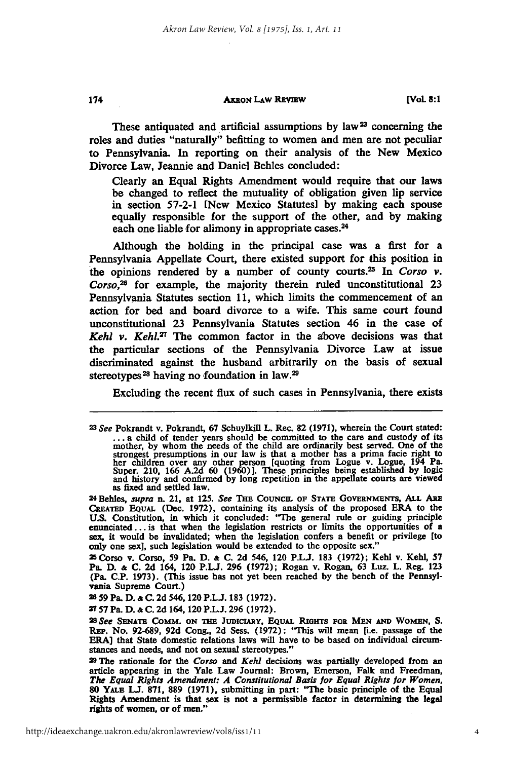These antiquated and artificial assumptions by law[23] concerning the roles and duties "naturally" befitting to women and men are not peculiar to Pennsylvania. In reporting on their analysis of the New Mexico Divorce Law, Jeannie and Daniel Behles concluded:

> Clearly an Equal Rights Amendment would require that our laws be changed to reflect the mutuality of obligation given lip service in section 57-2-1 [New Mexico Statutes] by making each spouse equally responsible for the support of the other, and by making each one liable for alimony in appropriate cases.[24]

Although the holding in the principal case was a first for a Pennsylvania Appellate Court, there existed support for this position in the opinions rendered by a number of county courts.[25] In *Corso v. Corso*,[26] for example, the majority therein ruled unconstitutional 23 Pennsylvania Statutes section 11, which limits the commencement of an action for bed and board divorce to a wife. This same court found unconstitutional 23 Pennsylvania Statutes section 46 in the case of *Kehl v. Kehl*.[27] The common factor in the above decisions was that the particular sections of the Pennsylvania Divorce Law at issue discriminated against the husband arbitrarily on the basis of sexual stereotypes[28] having no foundation in law.[29]

Excluding the recent flux of such cases in Pennsylvania, there exists

---

[23] *See* Pokrandt v. Pokrandt, 67 Schuylkill L. Rec. 82 (1971), wherein the Court stated: . . . a child of tender years should be committed to the care and custody of its mother, by whom the needs of the child are ordinarily best served. One of the strongest presumptions in our law is that a mother has a prima facie right to her children over any other person [quoting from Logue v. Logue, 194 Pa. Super. 210, 166 A.2d 60 (1960)]. These principles being established by logic and history and confirmed by long repetition in the appellate courts are viewed as fixed and settled law.

[24] Behles, *supra* n. 21, at 125. *See* THE COUNCIL OF STATE GOVERNMENTS, ALL ARE CREATED EQUAL (Dec. 1972), containing its analysis of the proposed ERA to the U.S. Constitution, in which it concluded: "The general rule or guiding principle enunciated . . . is that when the legislation restricts or limits the opportunities of a sex, it would be invalidated; when the legislation confers a benefit or privilege [to only one sex], such legislation would be extended to the opposite sex."

[25] Corso v. Corso, 59 Pa. D. & C. 2d 546, 120 P.L.J. 183 (1972); Kehl v. Kehl, 57 Pa. D. & C. 2d 164, 120 P.L.J. 296 (1972); Rogan v. Rogan, 63 Luz. L. Reg. 123 (Pa. C.P. 1973). (This issue has not yet been reached by the bench of the Pennsylvania Supreme Court.)

[26] 59 Pa. D. & C. 2d 546, 120 P.L.J. 183 (1972).

[27] 57 Pa. D. & C. 2d 164, 120 P.L.J. 296 (1972).

[28] *See* SENATE COMM. ON THE JUDICIARY, EQUAL RIGHTS FOR MEN AND WOMEN, S. REP. No. 92-689, 92d Cong., 2d Sess. (1972): "This will mean [i.e. passage of the ERA] that State domestic relations laws will have to be based on individual circumstances and needs, and not on sexual stereotypes."

[29] The rationale for the *Corso* and *Kehl* decisions was partially developed from an article appearing in the Yale Law Journal: Brown, Emerson, Falk and Freedman, *The Equal Rights Amendment: A Constitutional Basis for Equal Rights for Women*, 80 YALE L.J. 871, 889 (1971), submitting in part: "The basic principle of the Equal Rights Amendment is that sex is not a permissible factor in determining the legal rights of women, or of men."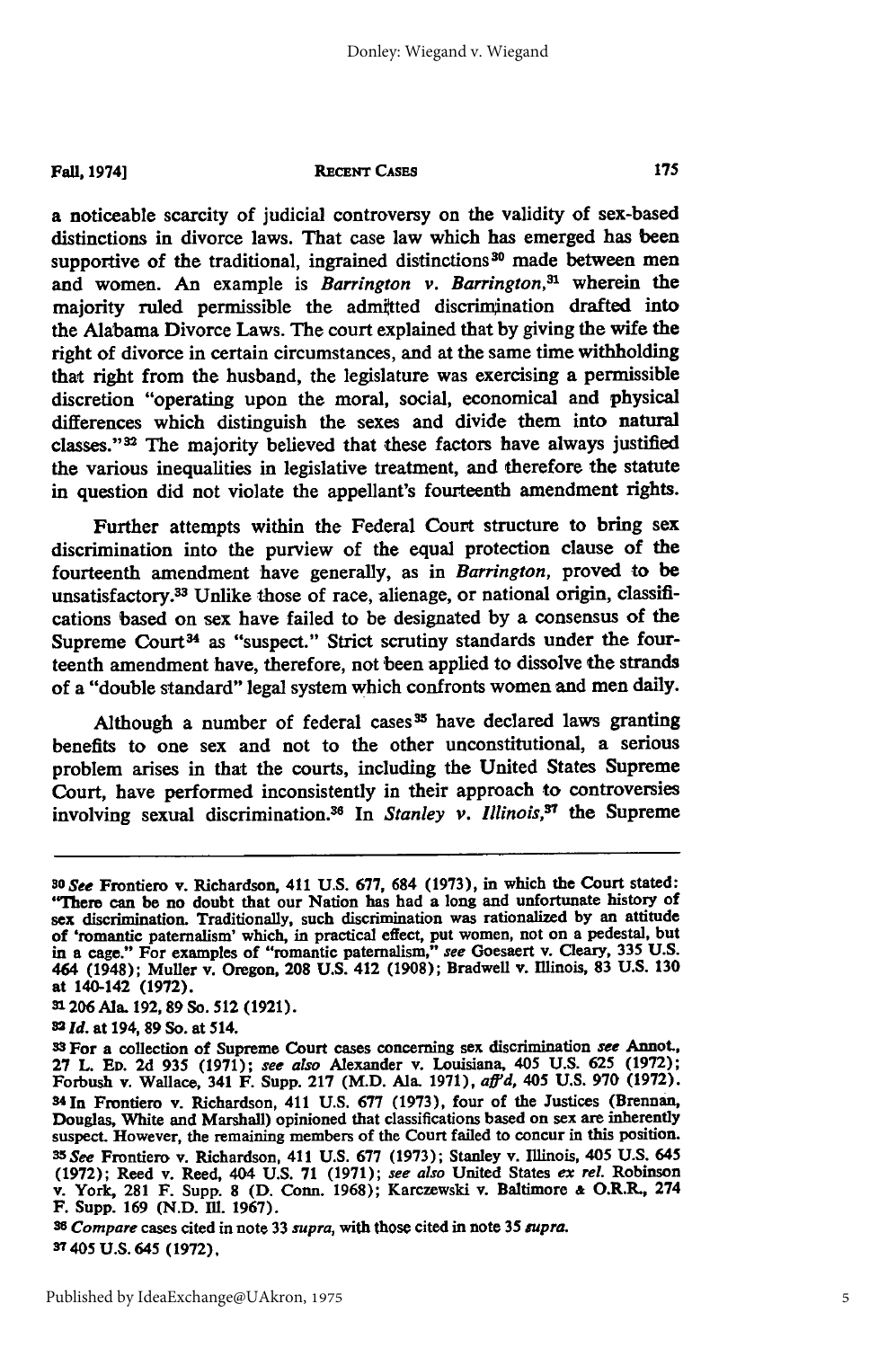a noticeable scarcity of judicial controversy on the validity of sex-based distinctions in divorce laws. That case law which has emerged has been supportive of the traditional, ingrained distinctions[30] made between men and women. An example is *Barrington v. Barrington*,[31] wherein the majority ruled permissible the admitted discrimination drafted into the Alabama Divorce Laws. The court explained that by giving the wife the right of divorce in certain circumstances, and at the same time withholding that right from the husband, the legislature was exercising a permissible discretion "operating upon the moral, social, economical and physical differences which distinguish the sexes and divide them into natural classes."[32] The majority believed that these factors have always justified the various inequalities in legislative treatment, and therefore the statute in question did not violate the appellant's fourteenth amendment rights.

Further attempts within the Federal Court structure to bring sex discrimination into the purview of the equal protection clause of the fourteenth amendment have generally, as in *Barrington*, proved to be unsatisfactory.[33] Unlike those of race, alienage, or national origin, classifications based on sex have failed to be designated by a consensus of the Supreme Court[34] as "suspect." Strict scrutiny standards under the fourteenth amendment have, therefore, not been applied to dissolve the strands of a "double standard" legal system which confronts women and men daily.

Although a number of federal cases[35] have declared laws granting benefits to one sex and not to the other unconstitutional, a serious problem arises in that the courts, including the United States Supreme Court, have performed inconsistently in their approach to controversies involving sexual discrimination.[36] In *Stanley v. Illinois*,[37] the Supreme

---

[30] *See* Frontiero v. Richardson, 411 U.S. 677, 684 (1973), in which the Court stated: "There can be no doubt that our Nation has had a long and unfortunate history of sex discrimination. Traditionally, such discrimination was rationalized by an attitude of 'romantic paternalism' which, in practical effect, put women, not on a pedestal, but in a cage." For examples of "romantic paternalism," *see* Goesaert v. Cleary, 335 U.S. 464 (1948); Muller v. Oregon, 208 U.S. 412 (1908); Bradwell v. Illinois, 83 U.S. 130 at 140-142 (1972).

[31] 206 Ala. 192, 89 So. 512 (1921).

[32] *Id.* at 194, 89 So. at 514.

[33] For a collection of Supreme Court cases concerning sex discrimination *see* Annot., 27 L. Ed. 2d 935 (1971); *see also* Alexander v. Louisiana, 405 U.S. 625 (1972); Forbush v. Wallace, 341 F. Supp. 217 (M.D. Ala. 1971), *aff'd*, 405 U.S. 970 (1972).

[34] In Frontiero v. Richardson, 411 U.S. 677 (1973), four of the Justices (Brennan, Douglas, White and Marshall) opinioned that classifications based on sex are inherently suspect. However, the remaining members of the Court failed to concur in this position.

[35] *See* Frontiero v. Richardson, 411 U.S. 677 (1973); Stanley v. Illinois, 405 U.S. 645 (1972); Reed v. Reed, 404 U.S. 71 (1971); *see also* United States *ex rel.* Robinson v. York, 281 F. Supp. 8 (D. Conn. 1968); Karczewski v. Baltimore & O.R.R., 274 F. Supp. 169 (N.D. Ill. 1967).

[36] *Compare* cases cited in note 33 *supra*, with those cited in note 35 *supra*.

[37] 405 U.S. 645 (1972).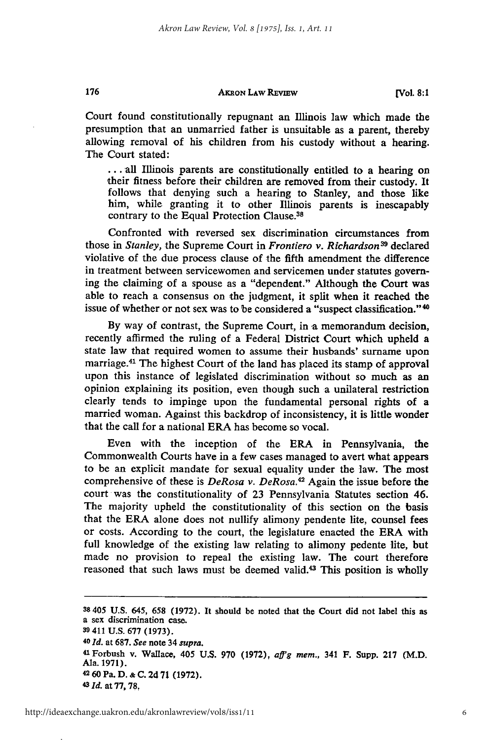Court found constitutionally repugnant an Illinois law which made the presumption that an unmarried father is unsuitable as a parent, thereby allowing removal of his children from his custody without a hearing. The Court stated:

> . . . all Illinois parents are constitutionally entitled to a hearing on their fitness before their children are removed from their custody. It follows that denying such a hearing to Stanley, and those like him, while granting it to other Illinois parents is inescapably contrary to the Equal Protection Clause.[38]

Confronted with reversed sex discrimination circumstances from those in *Stanley*, the Supreme Court in *Frontiero v. Richardson*[39] declared violative of the due process clause of the fifth amendment the difference in treatment between servicewomen and servicemen under statutes governing the claiming of a spouse as a "dependent." Although the Court was able to reach a consensus on the judgment, it split when it reached the issue of whether or not sex was to be considered a "suspect classification."[40]

By way of contrast, the Supreme Court, in a memorandum decision, recently affirmed the ruling of a Federal District Court which upheld a state law that required women to assume their husbands' surname upon marriage.[41] The highest Court of the land has placed its stamp of approval upon this instance of legislated discrimination without so much as an opinion explaining its position, even though such a unilateral restriction clearly tends to impinge upon the fundamental personal rights of a married woman. Against this backdrop of inconsistency, it is little wonder that the call for a national ERA has become so vocal.

Even with the inception of the ERA in Pennsylvania, the Commonwealth Courts have in a few cases managed to avert what appears to be an explicit mandate for sexual equality under the law. The most comprehensive of these is *DeRosa v. DeRosa*.[42] Again the issue before the court was the constitutionality of 23 Pennsylvania Statutes section 46. The majority upheld the constitutionality of this section on the basis that the ERA alone does not nullify alimony pendente lite, counsel fees or costs. According to the court, the legislature enacted the ERA with full knowledge of the existing law relating to alimony pedente lite, but made no provision to repeal the existing law. The court therefore reasoned that such laws must be deemed valid.[43] This position is wholly

---

[38] 405 U.S. 645, 658 (1972). It should be noted that the Court did not label this as a sex discrimination case.

[39] 411 U.S. 677 (1973).

[40] *Id.* at 687. *See* note 34 *supra*.

[41] Forbush v. Wallace, 405 U.S. 970 (1972), *aff'g mem.*, 341 F. Supp. 217 (M.D. Ala. 1971).

[42] 60 Pa. D. & C. 2d 71 (1972).

[43] *Id.* at 77, 78.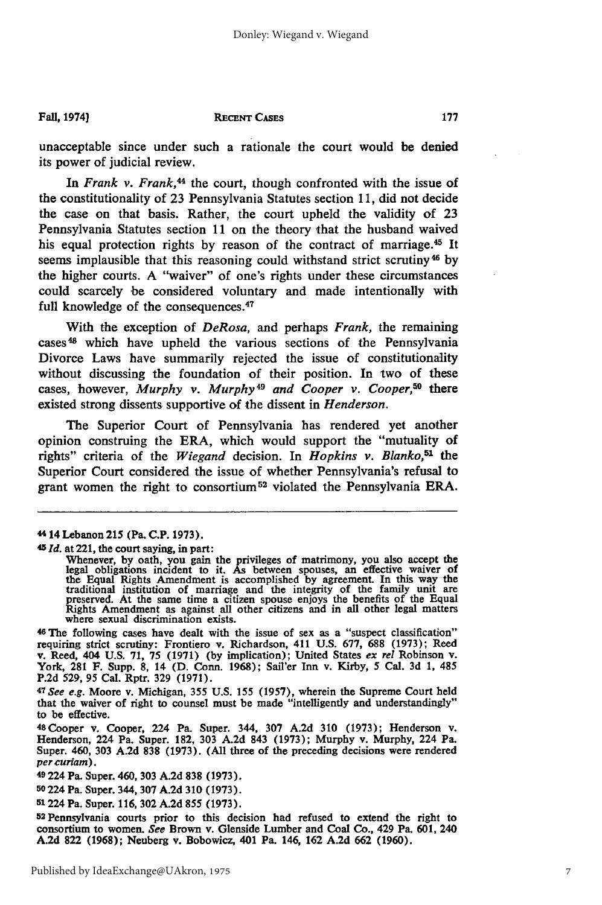unacceptable since under such a rationale the court would be denied its power of judicial review.

In *Frank v. Frank*,[44] the court, though confronted with the issue of the constitutionality of 23 Pennsylvania Statutes section 11, did not decide the case on that basis. Rather, the court upheld the validity of 23 Pennsylvania Statutes section 11 on the theory that the husband waived his equal protection rights by reason of the contract of marriage.[45] It seems implausible that this reasoning could withstand strict scrutiny[46] by the higher courts. A "waiver" of one's rights under these circumstances could scarcely be considered voluntary and made intentionally with full knowledge of the consequences.[47]

With the exception of *DeRosa*, and perhaps *Frank*, the remaining cases[48] which have upheld the various sections of the Pennsylvania Divorce Laws have summarily rejected the issue of constitutionality without discussing the foundation of their position. In two of these cases, however, *Murphy v. Murphy*[49] *and Cooper v. Cooper*,[50] there existed strong dissents supportive of the dissent in *Henderson*.

The Superior Court of Pennsylvania has rendered yet another opinion construing the ERA, which would support the "mutuality of rights" criteria of the *Wiegand* decision. In *Hopkins v. Blanko*,[51] the Superior Court considered the issue of whether Pennsylvania's refusal to grant women the right to consortium[52] violated the Pennsylvania ERA.

---

[44] 14 Lebanon 215 (Pa. C.P. 1973).

[45] *Id.* at 221, the court saying, in part:

> Whenever, by oath, you gain the privileges of matrimony, you also accept the legal obligations incident to it. As between spouses, an effective waiver of the Equal Rights Amendment is accomplished by agreement. In this way the traditional institution of marriage and the integrity of the family unit are preserved. At the same time a citizen spouse enjoys the benefits of the Equal Rights Amendment as against all other citizens and in all other legal matters where sexual discrimination exists.

[46] The following cases have dealt with the issue of sex as a "suspect classification" requiring strict scrutiny: Frontiero v. Richardson, 411 U.S. 677, 688 (1973); Reed v. Reed, 404 U.S. 71, 75 (1971) (by implication); United States *ex rel* Robinson v. York, 281 F. Supp. 8, 14 (D. Conn. 1968); Sail'er Inn v. Kirby, 5 Cal. 3d 1, 485 P.2d 529, 95 Cal. Rptr. 329 (1971).

[47] *See e.g.* Moore v. Michigan, 355 U.S. 155 (1957), wherein the Supreme Court held that the waiver of right to counsel must be made "intelligently and understandingly" to be effective.

[48] Cooper v. Cooper, 224 Pa. Super. 344, 307 A.2d 310 (1973); Henderson v. Henderson, 224 Pa. Super. 182, 303 A.2d 843 (1973); Murphy v. Murphy, 224 Pa. Super. 460, 303 A.2d 838 (1973). (All three of the preceding decisions were rendered *per curiam*).

[49] 224 Pa. Super. 460, 303 A.2d 838 (1973).

[50] 224 Pa. Super. 344, 307 A.2d 310 (1973).

[51] 224 Pa. Super. 116, 302 A.2d 855 (1973).

[52] Pennsylvania courts prior to this decision had refused to extend the right to consortium to women. *See* Brown v. Glenside Lumber and Coal Co., 429 Pa. 601, 240 A.2d 822 (1968); Neuberg v. Bobowicz, 401 Pa. 146, 162 A.2d 662 (1960).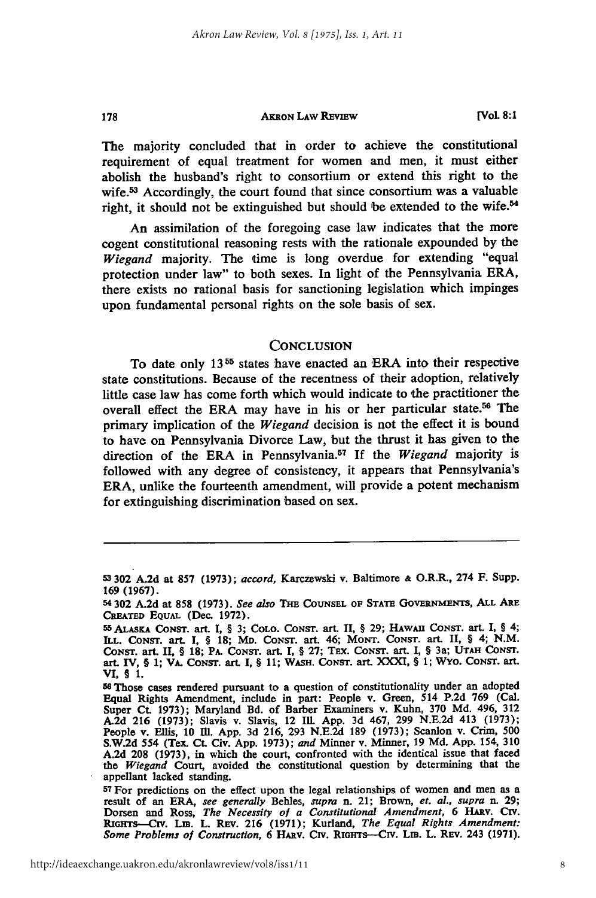The majority concluded that in order to achieve the constitutional requirement of equal treatment for women and men, it must either abolish the husband's right to consortium or extend this right to the wife.[53] Accordingly, the court found that since consortium was a valuable right, it should not be extinguished but should be extended to the wife.[54]

An assimilation of the foregoing case law indicates that the more cogent constitutional reasoning rests with the rationale expounded by the *Wiegand* majority. The time is long overdue for extending "equal protection under law" to both sexes. In light of the Pennsylvania ERA, there exists no rational basis for sanctioning legislation which impinges upon fundamental personal rights on the sole basis of sex.

## CONCLUSION

To date only 13[55] states have enacted an ERA into their respective state constitutions. Because of the recentness of their adoption, relatively little case law has come forth which would indicate to the practitioner the overall effect the ERA may have in his or her particular state.[56] The primary implication of the *Wiegand* decision is not the effect it is bound to have on Pennsylvania Divorce Law, but the thrust it has given to the direction of the ERA in Pennsylvania.[57] If the *Wiegand* majority is followed with any degree of consistency, it appears that Pennsylvania's ERA, unlike the fourteenth amendment, will provide a potent mechanism for extinguishing discrimination based on sex.

---

[53] 302 A.2d at 857 (1973); *accord,* Karczewski v. Baltimore & O.R.R., 274 F. Supp. 169 (1967).

[54] 302 A.2d at 858 (1973). *See also* THE COUNSEL OF STATE GOVERNMENTS, ALL ARE CREATED EQUAL (Dec. 1972).

[55] ALASKA CONST. art. I, § 3; COLO. CONST. art. II, § 29; HAWAII CONST. art. I, § 4; ILL. CONST. art. I, § 18; MD. CONST. art. 46; MONT. CONST. art. II, § 4; N.M. CONST. art. II, § 18; PA. CONST. art. I, § 27; TEX. CONST. art. I, § 3a; UTAH CONST. art. IV, § 1; VA. CONST. art. I, § 11; WASH. CONST. art. XXXI, § 1; WYO. CONST. art. VI, § 1.

[56] Those cases rendered pursuant to a question of constitutionality under an adopted Equal Rights Amendment, include in part: People v. Green, 514 P.2d 769 (Cal. Super Ct. 1973); Maryland Bd. of Barber Examiners v. Kuhn, 370 Md. 496, 312 A.2d 216 (1973); Slavis v. Slavis, 12 Ill. App. 3d 467, 299 N.E.2d 413 (1973); People v. Ellis, 10 Ill. App. 3d 216, 293 N.E.2d 189 (1973); Scanlon v. Crim, 500 S.W.2d 554 (Tex. Ct. Civ. App. 1973); *and* Minner v. Minner, 19 Md. App. 154, 310 A.2d 208 (1973), in which the court, confronted with the identical issue that faced the *Wiegand* Court, avoided the constitutional question by determining that the appellant lacked standing.

[57] For predictions on the effect upon the legal relationships of women and men as a result of an ERA, *see generally* Behles, *supra* n. 21; Brown, *et. al., supra* n. 29; Dorsen and Ross, *The Necessity of a Constitutional Amendment*, 6 HARV. CIV. RIGHTS—CIV. LIB. L. REV. 216 (1971); Kurland, *The Equal Rights Amendment: Some Problems of Construction*, 6 HARV. CIV. RIGHTS—CIV. LIB. L. REV. 243 (1971).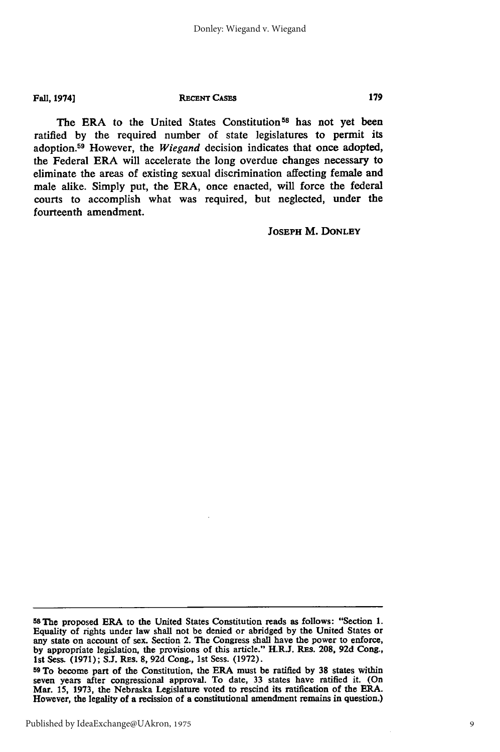The ERA to the United States Constitution[58] has not yet been ratified by the required number of state legislatures to permit its adoption.[59] However, the *Wiegand* decision indicates that once adopted, the Federal ERA will accelerate the long overdue changes necessary to eliminate the areas of existing sexual discrimination affecting female and male alike. Simply put, the ERA, once enacted, will force the federal courts to accomplish what was required, but neglected, under the fourteenth amendment.

JOSEPH M. DONLEY

---

[58] The proposed ERA to the United States Constitution reads as follows: "Section 1. Equality of rights under law shall not be denied or abridged by the United States or any state on account of sex. Section 2. The Congress shall have the power to enforce, by appropriate legislation, the provisions of this article." H.R.J. RES. 208, 92d Cong., 1st Sess. (1971); S.J. RES. 8, 92d Cong., 1st Sess. (1972).

[59] To become part of the Constitution, the ERA must be ratified by 38 states within seven years after congressional approval. To date, 33 states have ratified it. (On Mar. 15, 1973, the Nebraska Legislature voted to rescind its ratification of the ERA. However, the legality of a recission of a constitutional amendment remains in question.)